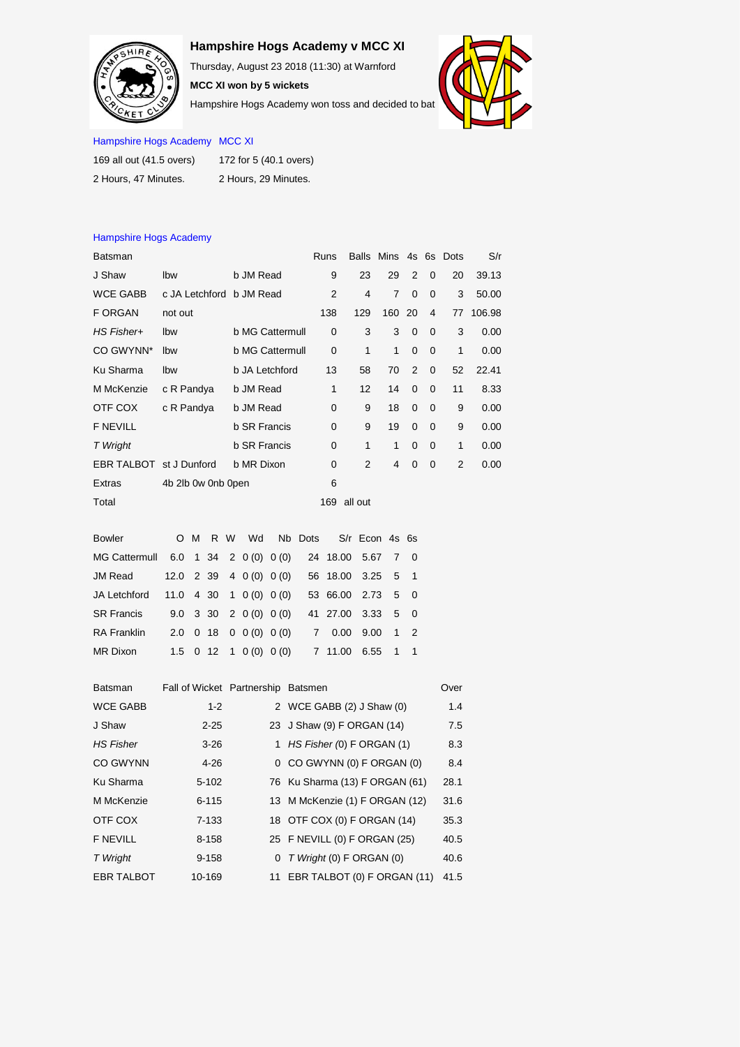# Hampshire Hogs Academy v MCC XI

Thursday, August 23 2018 (11:30) at Warnford

**MCC XI won by 5 wickets**

Hampshire Hogs Academy won toss and decided to bat

| Hampshire Hogs Academy | MCC XI |
|---|---|
| 169 all out (41.5 overs) | 172 for 5 (40.1 overs) |
| 2 Hours, 47 Minutes. | 2 Hours, 29 Minutes. |

## Hampshire Hogs Academy

| Batsman | | | Runs | Balls | Mins | 4s | 6s | Dots | S/r |
|---|---|---|---|---|---|---|---|---|---|
| J Shaw | lbw | b JM Read | 9 | 23 | 29 | 2 | 0 | 20 | 39.13 |
| WCE GABB | c JA Letchford | b JM Read | 2 | 4 | 7 | 0 | 0 | 3 | 50.00 |
| F ORGAN | not out | | 138 | 129 | 160 | 20 | 4 | 77 | 106.98 |
| *HS Fisher+* | lbw | b MG Cattermull | 0 | 3 | 3 | 0 | 0 | 3 | 0.00 |
| CO GWYNN* | lbw | b MG Cattermull | 0 | 1 | 1 | 0 | 0 | 1 | 0.00 |
| Ku Sharma | lbw | b JA Letchford | 13 | 58 | 70 | 2 | 0 | 52 | 22.41 |
| M McKenzie | c R Pandya | b JM Read | 1 | 12 | 14 | 0 | 0 | 11 | 8.33 |
| OTF COX | c R Pandya | b JM Read | 0 | 9 | 18 | 0 | 0 | 9 | 0.00 |
| F NEVILL | | b SR Francis | 0 | 9 | 19 | 0 | 0 | 9 | 0.00 |
| *T Wright* | | b SR Francis | 0 | 1 | 1 | 0 | 0 | 1 | 0.00 |
| EBR TALBOT | st J Dunford | b MR Dixon | 0 | 2 | 4 | 0 | 0 | 2 | 0.00 |
| Extras | 4b 2lb 0w 0nb 0pen | | 6 | | | | | | |
| Total | | | 169 | all out | | | | | |

| Bowler | O | M | R | W | Wd | Nb | Dots | S/r | Econ | 4s | 6s |
|---|---|---|---|---|---|---|---|---|---|---|---|
| MG Cattermull | 6.0 | 1 | 34 | 2 | 0 (0) | 0 (0) | 24 | 18.00 | 5.67 | 7 | 0 |
| JM Read | 12.0 | 2 | 39 | 4 | 0 (0) | 0 (0) | 56 | 18.00 | 3.25 | 5 | 1 |
| JA Letchford | 11.0 | 4 | 30 | 1 | 0 (0) | 0 (0) | 53 | 66.00 | 2.73 | 5 | 0 |
| SR Francis | 9.0 | 3 | 30 | 2 | 0 (0) | 0 (0) | 41 | 27.00 | 3.33 | 5 | 0 |
| RA Franklin | 2.0 | 0 | 18 | 0 | 0 (0) | 0 (0) | 7 | 0.00 | 9.00 | 1 | 2 |
| MR Dixon | 1.5 | 0 | 12 | 1 | 0 (0) | 0 (0) | 7 | 11.00 | 6.55 | 1 | 1 |

| Batsman | Fall of Wicket | Partnership | Batsmen | Over |
|---|---|---|---|---|
| WCE GABB | 1-2 | 2 | WCE GABB (2) J Shaw (0) | 1.4 |
| J Shaw | 2-25 | 23 | J Shaw (9) F ORGAN (14) | 7.5 |
| *HS Fisher* | 3-26 | 1 | *HS Fisher* (0) F ORGAN (1) | 8.3 |
| CO GWYNN | 4-26 | 0 | CO GWYNN (0) F ORGAN (0) | 8.4 |
| Ku Sharma | 5-102 | 76 | Ku Sharma (13) F ORGAN (61) | 28.1 |
| M McKenzie | 6-115 | 13 | M McKenzie (1) F ORGAN (12) | 31.6 |
| OTF COX | 7-133 | 18 | OTF COX (0) F ORGAN (14) | 35.3 |
| F NEVILL | 8-158 | 25 | F NEVILL (0) F ORGAN (25) | 40.5 |
| *T Wright* | 9-158 | 0 | *T Wright* (0) F ORGAN (0) | 40.6 |
| EBR TALBOT | 10-169 | 11 | EBR TALBOT (0) F ORGAN (11) | 41.5 |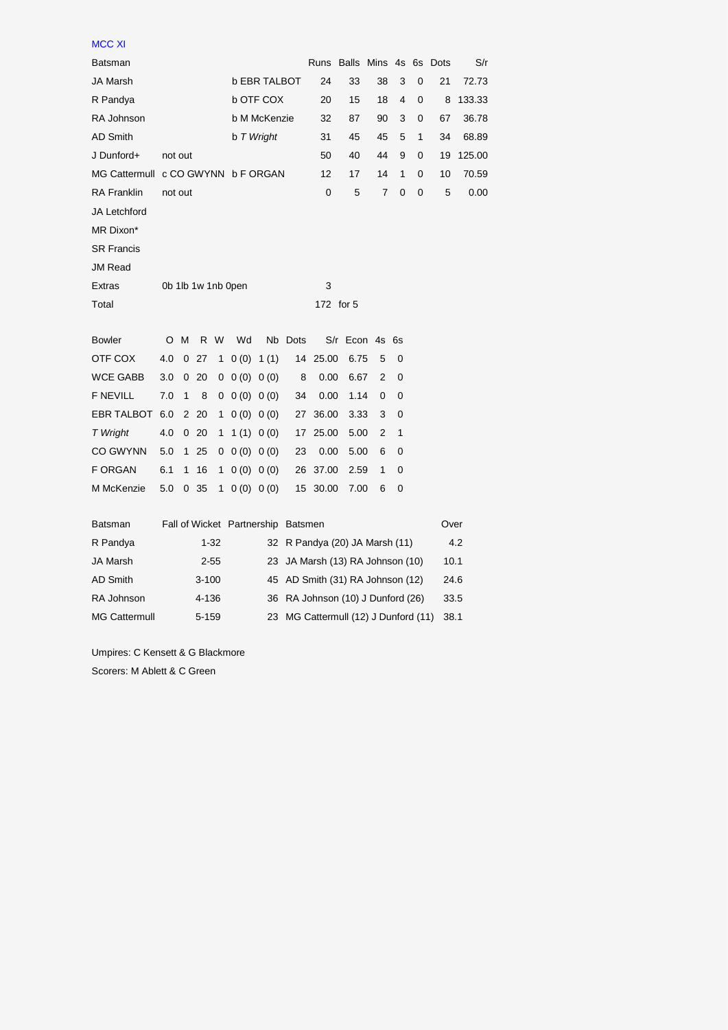MCC XI

| Batsman | | | Runs | Balls | Mins | 4s | 6s | Dots | S/r |
|---|---|---|---|---|---|---|---|---|---|
| JA Marsh | | b EBR TALBOT | 24 | 33 | 38 | 3 | 0 | 21 | 72.73 |
| R Pandya | | b OTF COX | 20 | 15 | 18 | 4 | 0 | 8 | 133.33 |
| RA Johnson | | b M McKenzie | 32 | 87 | 90 | 3 | 0 | 67 | 36.78 |
| AD Smith | | b *T Wright* | 31 | 45 | 45 | 5 | 1 | 34 | 68.89 |
| J Dunford+ | not out | | 50 | 40 | 44 | 9 | 0 | 19 | 125.00 |
| MG Cattermull | c CO GWYNN | b F ORGAN | 12 | 17 | 14 | 1 | 0 | 10 | 70.59 |
| RA Franklin | not out | | 0 | 5 | 7 | 0 | 0 | 5 | 0.00 |
| JA Letchford | | | | | | | | | |
| MR Dixon* | | | | | | | | | |
| SR Francis | | | | | | | | | |
| JM Read | | | | | | | | | |
| Extras | 0b 1lb 1w 1nb 0pen | | 3 | | | | | | |
| Total | | | 172 | for 5 | | | | | |

| Bowler | O | M | R | W | Wd | Nb | Dots | S/r | Econ | 4s | 6s |
|---|---|---|---|---|---|---|---|---|---|---|---|
| OTF COX | 4.0 | 0 | 27 | 1 | 0 (0) | 1 (1) | 14 | 25.00 | 6.75 | 5 | 0 |
| WCE GABB | 3.0 | 0 | 20 | 0 | 0 (0) | 0 (0) | 8 | 0.00 | 6.67 | 2 | 0 |
| F NEVILL | 7.0 | 1 | 8 | 0 | 0 (0) | 0 (0) | 34 | 0.00 | 1.14 | 0 | 0 |
| EBR TALBOT | 6.0 | 2 | 20 | 1 | 0 (0) | 0 (0) | 27 | 36.00 | 3.33 | 3 | 0 |
| *T Wright* | 4.0 | 0 | 20 | 1 | 1 (1) | 0 (0) | 17 | 25.00 | 5.00 | 2 | 1 |
| CO GWYNN | 5.0 | 1 | 25 | 0 | 0 (0) | 0 (0) | 23 | 0.00 | 5.00 | 6 | 0 |
| F ORGAN | 6.1 | 1 | 16 | 1 | 0 (0) | 0 (0) | 26 | 37.00 | 2.59 | 1 | 0 |
| M McKenzie | 5.0 | 0 | 35 | 1 | 0 (0) | 0 (0) | 15 | 30.00 | 7.00 | 6 | 0 |

| Batsman | Fall of Wicket | Partnership | Batsmen | Over |
|---|---|---|---|---|
| R Pandya | 1-32 | 32 | R Pandya (20) JA Marsh (11) | 4.2 |
| JA Marsh | 2-55 | 23 | JA Marsh (13) RA Johnson (10) | 10.1 |
| AD Smith | 3-100 | 45 | AD Smith (31) RA Johnson (12) | 24.6 |
| RA Johnson | 4-136 | 36 | RA Johnson (10) J Dunford (26) | 33.5 |
| MG Cattermull | 5-159 | 23 | MG Cattermull (12) J Dunford (11) | 38.1 |

Umpires: C Kensett & G Blackmore

Scorers: M Ablett & C Green